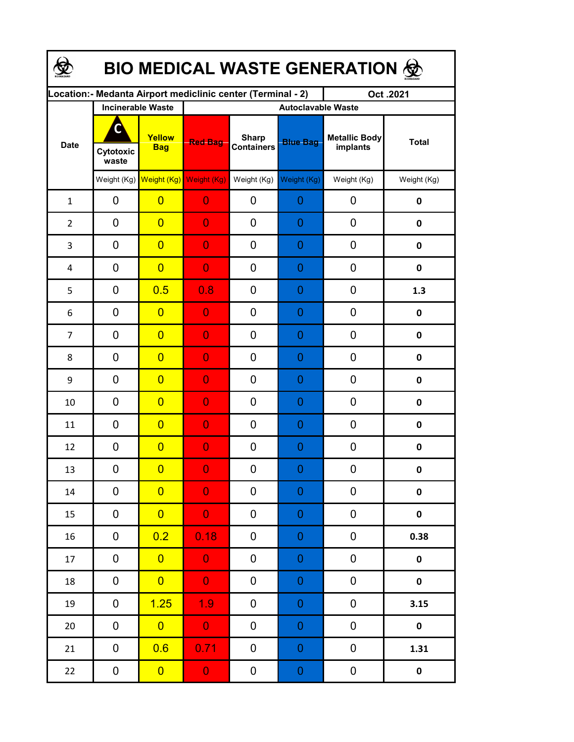# BIO MEDICAL WASTE GENERATION

| Location:- Medanta Airport mediclinic center (Terminal - 2) | | | | | | | Oct .2021 |
|---|---|---|---|---|---|---|---|
| Date | Incinerable Waste | | Autoclavable Waste | | | | |
| | Cytotoxic waste | Yellow Bag | Red Bag | Sharp Containers | Blue Bag | Metallic Body implants | Total |
| | Weight (Kg) | Weight (Kg) | Weight (Kg) | Weight (Kg) | Weight (Kg) | Weight (Kg) | Weight (Kg) |
| 1 | 0 | 0 | 0 | 0 | 0 | 0 | **0** |
| 2 | 0 | 0 | 0 | 0 | 0 | 0 | **0** |
| 3 | 0 | 0 | 0 | 0 | 0 | 0 | **0** |
| 4 | 0 | 0 | 0 | 0 | 0 | 0 | **0** |
| 5 | 0 | 0.5 | 0.8 | 0 | 0 | 0 | **1.3** |
| 6 | 0 | 0 | 0 | 0 | 0 | 0 | **0** |
| 7 | 0 | 0 | 0 | 0 | 0 | 0 | **0** |
| 8 | 0 | 0 | 0 | 0 | 0 | 0 | **0** |
| 9 | 0 | 0 | 0 | 0 | 0 | 0 | **0** |
| 10 | 0 | 0 | 0 | 0 | 0 | 0 | **0** |
| 11 | 0 | 0 | 0 | 0 | 0 | 0 | **0** |
| 12 | 0 | 0 | 0 | 0 | 0 | 0 | **0** |
| 13 | 0 | 0 | 0 | 0 | 0 | 0 | **0** |
| 14 | 0 | 0 | 0 | 0 | 0 | 0 | **0** |
| 15 | 0 | 0 | 0 | 0 | 0 | 0 | **0** |
| 16 | 0 | 0.2 | 0.18 | 0 | 0 | 0 | **0.38** |
| 17 | 0 | 0 | 0 | 0 | 0 | 0 | **0** |
| 18 | 0 | 0 | 0 | 0 | 0 | 0 | **0** |
| 19 | 0 | 1.25 | 1.9 | 0 | 0 | 0 | **3.15** |
| 20 | 0 | 0 | 0 | 0 | 0 | 0 | **0** |
| 21 | 0 | 0.6 | 0.71 | 0 | 0 | 0 | **1.31** |
| 22 | 0 | 0 | 0 | 0 | 0 | 0 | **0** |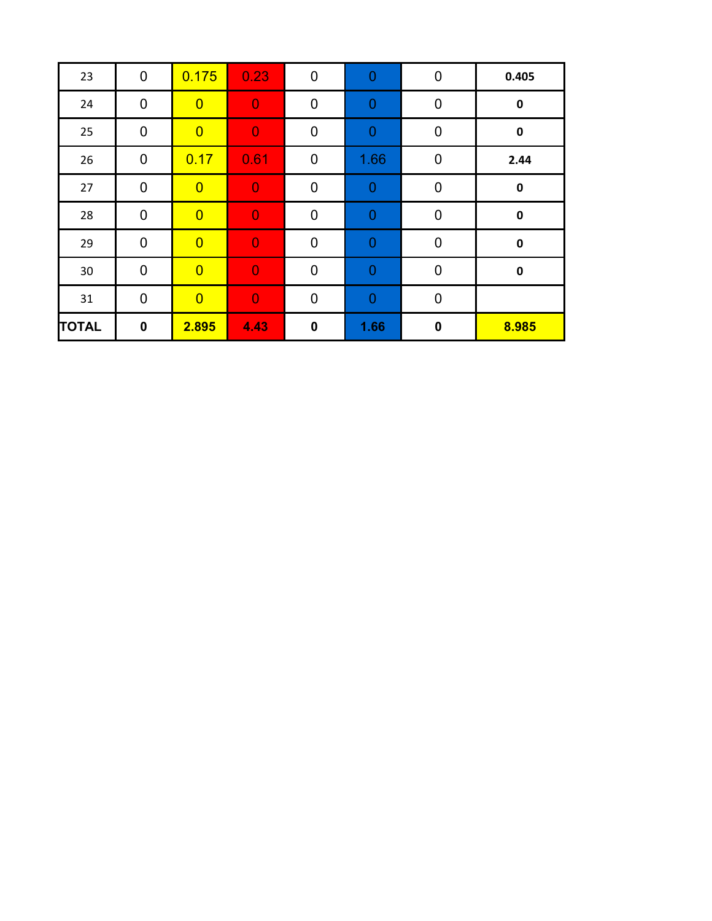| | | | | | | | |
|---|---|---|---|---|---|---|---|
| 23 | 0 | 0.175 | 0.23 | 0 | 0 | 0 | **0.405** |
| 24 | 0 | 0 | 0 | 0 | 0 | 0 | **0** |
| 25 | 0 | 0 | 0 | 0 | 0 | 0 | **0** |
| 26 | 0 | 0.17 | 0.61 | 0 | 1.66 | 0 | **2.44** |
| 27 | 0 | 0 | 0 | 0 | 0 | 0 | **0** |
| 28 | 0 | 0 | 0 | 0 | 0 | 0 | **0** |
| 29 | 0 | 0 | 0 | 0 | 0 | 0 | **0** |
| 30 | 0 | 0 | 0 | 0 | 0 | 0 | **0** |
| 31 | 0 | 0 | 0 | 0 | 0 | 0 | |
| **TOTAL** | **0** | **2.895** | **4.43** | **0** | **1.66** | **0** | **8.985** |